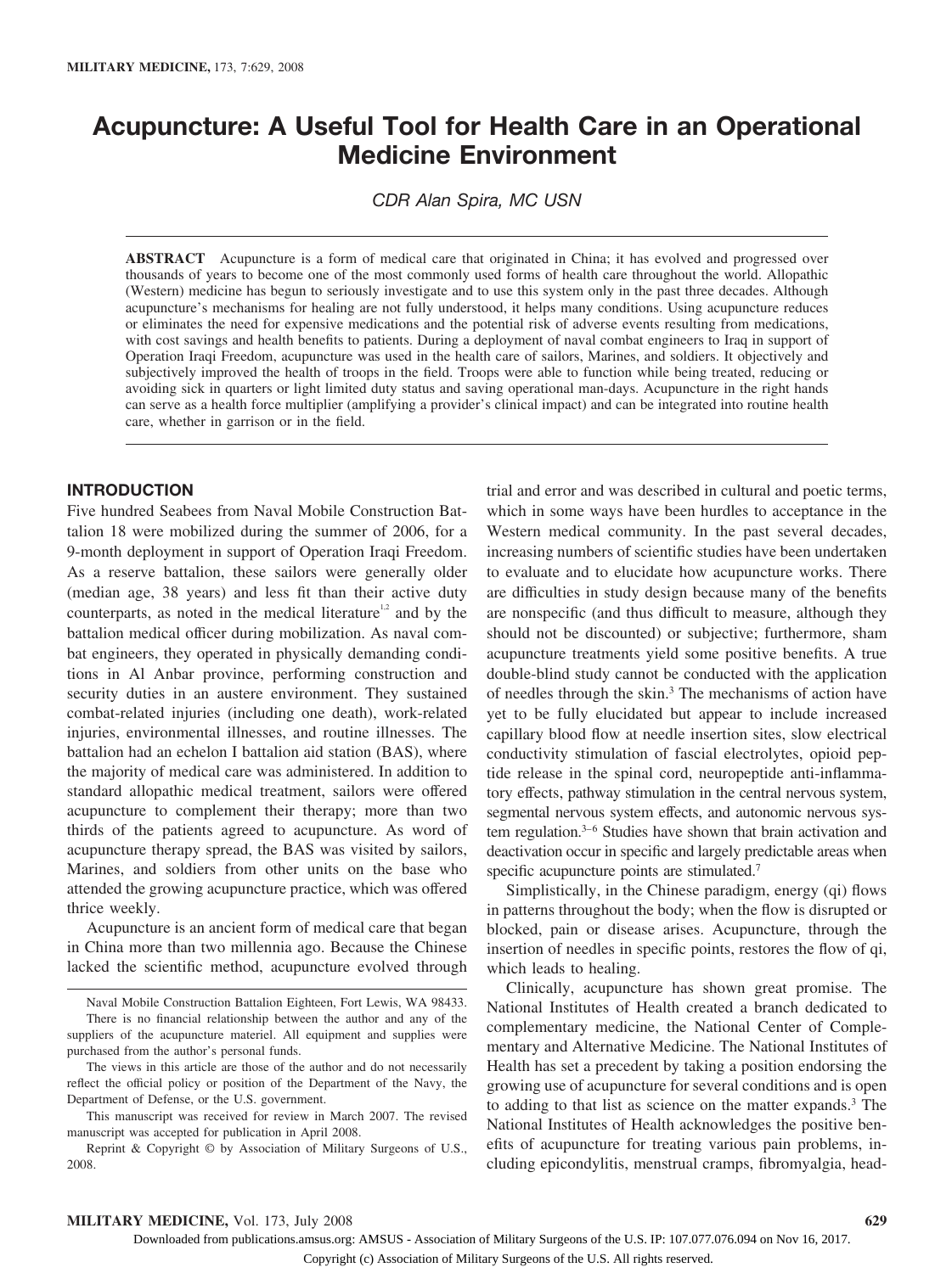# Acupuncture: A Useful Tool for Health Care in an Operational Medicine Environment

*CDR Alan Spira, MC USN*

**ABSTRACT** Acupuncture is a form of medical care that originated in China; it has evolved and progressed over thousands of years to become one of the most commonly used forms of health care throughout the world. Allopathic (Western) medicine has begun to seriously investigate and to use this system only in the past three decades. Although acupuncture's mechanisms for healing are not fully understood, it helps many conditions. Using acupuncture reduces or eliminates the need for expensive medications and the potential risk of adverse events resulting from medications, with cost savings and health benefits to patients. During a deployment of naval combat engineers to Iraq in support of Operation Iraqi Freedom, acupuncture was used in the health care of sailors, Marines, and soldiers. It objectively and subjectively improved the health of troops in the field. Troops were able to function while being treated, reducing or avoiding sick in quarters or light limited duty status and saving operational man-days. Acupuncture in the right hands can serve as a health force multiplier (amplifying a provider's clinical impact) and can be integrated into routine health care, whether in garrison or in the field.

## INTRODUCTION

Five hundred Seabees from Naval Mobile Construction Battalion 18 were mobilized during the summer of 2006, for a 9-month deployment in support of Operation Iraqi Freedom. As a reserve battalion, these sailors were generally older (median age, 38 years) and less fit than their active duty counterparts, as noted in the medical literature[1,2] and by the battalion medical officer during mobilization. As naval combat engineers, they operated in physically demanding conditions in Al Anbar province, performing construction and security duties in an austere environment. They sustained combat-related injuries (including one death), work-related injuries, environmental illnesses, and routine illnesses. The battalion had an echelon I battalion aid station (BAS), where the majority of medical care was administered. In addition to standard allopathic medical treatment, sailors were offered acupuncture to complement their therapy; more than two thirds of the patients agreed to acupuncture. As word of acupuncture therapy spread, the BAS was visited by sailors, Marines, and soldiers from other units on the base who attended the growing acupuncture practice, which was offered thrice weekly.

Acupuncture is an ancient form of medical care that began in China more than two millennia ago. Because the Chinese lacked the scientific method, acupuncture evolved through trial and error and was described in cultural and poetic terms, which in some ways have been hurdles to acceptance in the Western medical community. In the past several decades, increasing numbers of scientific studies have been undertaken to evaluate and to elucidate how acupuncture works. There are difficulties in study design because many of the benefits are nonspecific (and thus difficult to measure, although they should not be discounted) or subjective; furthermore, sham acupuncture treatments yield some positive benefits. A true double-blind study cannot be conducted with the application of needles through the skin.[3] The mechanisms of action have yet to be fully elucidated but appear to include increased capillary blood flow at needle insertion sites, slow electrical conductivity stimulation of fascial electrolytes, opioid peptide release in the spinal cord, neuropeptide anti-inflammatory effects, pathway stimulation in the central nervous system, segmental nervous system effects, and autonomic nervous system regulation.[3–6] Studies have shown that brain activation and deactivation occur in specific and largely predictable areas when specific acupuncture points are stimulated.[7]

Simplistically, in the Chinese paradigm, energy (qi) flows in patterns throughout the body; when the flow is disrupted or blocked, pain or disease arises. Acupuncture, through the insertion of needles in specific points, restores the flow of qi, which leads to healing.

Clinically, acupuncture has shown great promise. The National Institutes of Health created a branch dedicated to complementary medicine, the National Center of Complementary and Alternative Medicine. The National Institutes of Health has set a precedent by taking a position endorsing the growing use of acupuncture for several conditions and is open to adding to that list as science on the matter expands.[3] The National Institutes of Health acknowledges the positive benefits of acupuncture for treating various pain problems, including epicondylitis, menstrual cramps, fibromyalgia, head-

---

Naval Mobile Construction Battalion Eighteen, Fort Lewis, WA 98433.

There is no financial relationship between the author and any of the suppliers of the acupuncture materiel. All equipment and supplies were purchased from the author's personal funds.

The views in this article are those of the author and do not necessarily reflect the official policy or position of the Department of the Navy, the Department of Defense, or the U.S. government.

This manuscript was received for review in March 2007. The revised manuscript was accepted for publication in April 2008.

Reprint & Copyright © by Association of Military Surgeons of U.S., 2008.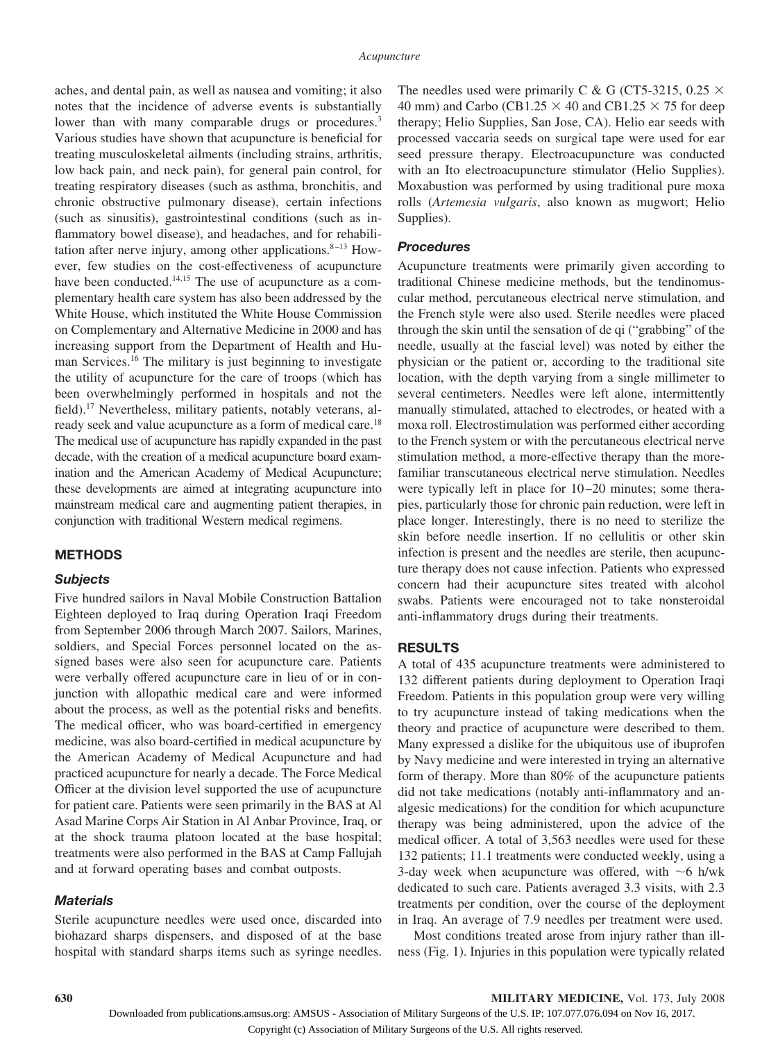aches, and dental pain, as well as nausea and vomiting; it also notes that the incidence of adverse events is substantially lower than with many comparable drugs or procedures.[3] Various studies have shown that acupuncture is beneficial for treating musculoskeletal ailments (including strains, arthritis, low back pain, and neck pain), for general pain control, for treating respiratory diseases (such as asthma, bronchitis, and chronic obstructive pulmonary disease), certain infections (such as sinusitis), gastrointestinal conditions (such as inflammatory bowel disease), and headaches, and for rehabilitation after nerve injury, among other applications.[8–13] However, few studies on the cost-effectiveness of acupuncture have been conducted.[14,15] The use of acupuncture as a complementary health care system has also been addressed by the White House, which instituted the White House Commission on Complementary and Alternative Medicine in 2000 and has increasing support from the Department of Health and Human Services.[16] The military is just beginning to investigate the utility of acupuncture for the care of troops (which has been overwhelmingly performed in hospitals and not the field).[17] Nevertheless, military patients, notably veterans, already seek and value acupuncture as a form of medical care.[18] The medical use of acupuncture has rapidly expanded in the past decade, with the creation of a medical acupuncture board examination and the American Academy of Medical Acupuncture; these developments are aimed at integrating acupuncture into mainstream medical care and augmenting patient therapies, in conjunction with traditional Western medical regimens.

## METHODS

### *Subjects*

Five hundred sailors in Naval Mobile Construction Battalion Eighteen deployed to Iraq during Operation Iraqi Freedom from September 2006 through March 2007. Sailors, Marines, soldiers, and Special Forces personnel located on the assigned bases were also seen for acupuncture care. Patients were verbally offered acupuncture care in lieu of or in conjunction with allopathic medical care and were informed about the process, as well as the potential risks and benefits. The medical officer, who was board-certified in emergency medicine, was also board-certified in medical acupuncture by the American Academy of Medical Acupuncture and had practiced acupuncture for nearly a decade. The Force Medical Officer at the division level supported the use of acupuncture for patient care. Patients were seen primarily in the BAS at Al Asad Marine Corps Air Station in Al Anbar Province, Iraq, or at the shock trauma platoon located at the base hospital; treatments were also performed in the BAS at Camp Fallujah and at forward operating bases and combat outposts.

### *Materials*

Sterile acupuncture needles were used once, discarded into biohazard sharps dispensers, and disposed of at the base hospital with standard sharps items such as syringe needles. The needles used were primarily C & G (CT5-3215, 0.25 × 40 mm) and Carbo (CB1.25 × 40 and CB1.25 × 75 for deep therapy; Helio Supplies, San Jose, CA). Helio ear seeds with processed vaccaria seeds on surgical tape were used for ear seed pressure therapy. Electroacupuncture was conducted with an Ito electroacupuncture stimulator (Helio Supplies). Moxabustion was performed by using traditional pure moxa rolls (*Artemesia vulgaris*, also known as mugwort; Helio Supplies).

### *Procedures*

Acupuncture treatments were primarily given according to traditional Chinese medicine methods, but the tendinomuscular method, percutaneous electrical nerve stimulation, and the French style were also used. Sterile needles were placed through the skin until the sensation of de qi ("grabbing" of the needle, usually at the fascial level) was noted by either the physician or the patient or, according to the traditional site location, with the depth varying from a single millimeter to several centimeters. Needles were left alone, intermittently manually stimulated, attached to electrodes, or heated with a moxa roll. Electrostimulation was performed either according to the French system or with the percutaneous electrical nerve stimulation method, a more-effective therapy than the more-familiar transcutaneous electrical nerve stimulation. Needles were typically left in place for 10–20 minutes; some therapies, particularly those for chronic pain reduction, were left in place longer. Interestingly, there is no need to sterilize the skin before needle insertion. If no cellulitis or other skin infection is present and the needles are sterile, then acupuncture therapy does not cause infection. Patients who expressed concern had their acupuncture sites treated with alcohol swabs. Patients were encouraged not to take nonsteroidal anti-inflammatory drugs during their treatments.

## RESULTS

A total of 435 acupuncture treatments were administered to 132 different patients during deployment to Operation Iraqi Freedom. Patients in this population group were very willing to try acupuncture instead of taking medications when the theory and practice of acupuncture were described to them. Many expressed a dislike for the ubiquitous use of ibuprofen by Navy medicine and were interested in trying an alternative form of therapy. More than 80% of the acupuncture patients did not take medications (notably anti-inflammatory and analgesic medications) for the condition for which acupuncture therapy was being administered, upon the advice of the medical officer. A total of 3,563 needles were used for these 132 patients; 11.1 treatments were conducted weekly, using a 3-day week when acupuncture was offered, with ~6 h/wk dedicated to such care. Patients averaged 3.3 visits, with 2.3 treatments per condition, over the course of the deployment in Iraq. An average of 7.9 needles per treatment were used.

Most conditions treated arose from injury rather than illness (Fig. 1). Injuries in this population were typically related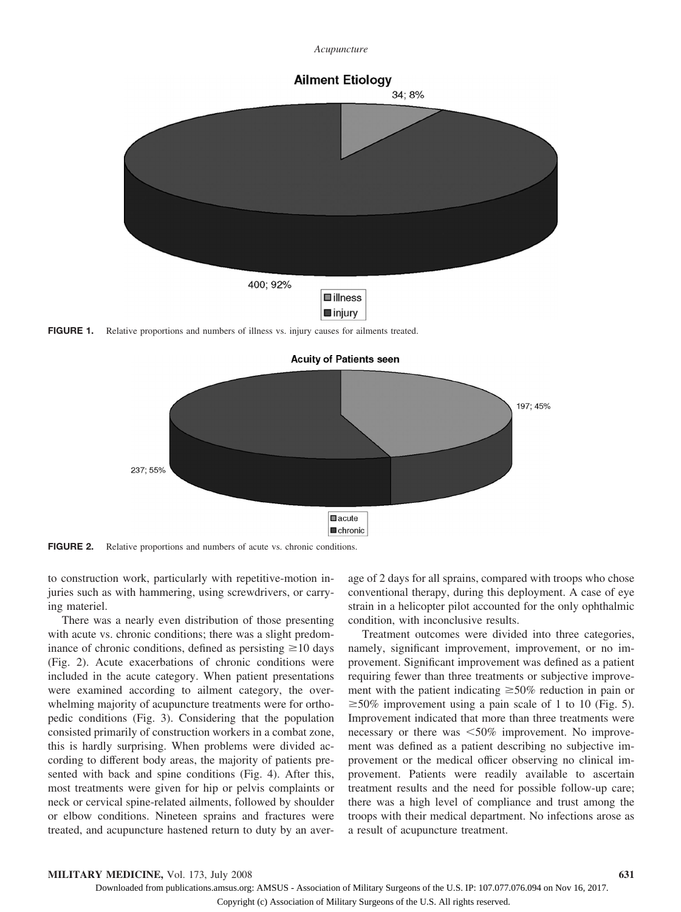**Ailment Etiology**

34; 8%

400; 92%

illness
injury

**FIGURE 1.** Relative proportions and numbers of illness vs. injury causes for ailments treated.

**Acuity of Patients seen**

197; 45%

237; 55%

acute
chronic

**FIGURE 2.** Relative proportions and numbers of acute vs. chronic conditions.

to construction work, particularly with repetitive-motion injuries such as with hammering, using screwdrivers, or carrying materiel.

There was a nearly even distribution of those presenting with acute vs. chronic conditions; there was a slight predominance of chronic conditions, defined as persisting ≥10 days (Fig. 2). Acute exacerbations of chronic conditions were included in the acute category. When patient presentations were examined according to ailment category, the overwhelming majority of acupuncture treatments were for orthopedic conditions (Fig. 3). Considering that the population consisted primarily of construction workers in a combat zone, this is hardly surprising. When problems were divided according to different body areas, the majority of patients presented with back and spine conditions (Fig. 4). After this, most treatments were given for hip or pelvis complaints or neck or cervical spine-related ailments, followed by shoulder or elbow conditions. Nineteen sprains and fractures were treated, and acupuncture hastened return to duty by an average of 2 days for all sprains, compared with troops who chose conventional therapy, during this deployment. A case of eye strain in a helicopter pilot accounted for the only ophthalmic condition, with inconclusive results.

Treatment outcomes were divided into three categories, namely, significant improvement, improvement, or no improvement. Significant improvement was defined as a patient requiring fewer than three treatments or subjective improvement with the patient indicating ≥50% reduction in pain or ≥50% improvement using a pain scale of 1 to 10 (Fig. 5). Improvement indicated that more than three treatments were necessary or there was <50% improvement. No improvement was defined as a patient describing no subjective improvement or the medical officer observing no clinical improvement. Patients were readily available to ascertain treatment results and the need for possible follow-up care; there was a high level of compliance and trust among the troops with their medical department. No infections arose as a result of acupuncture treatment.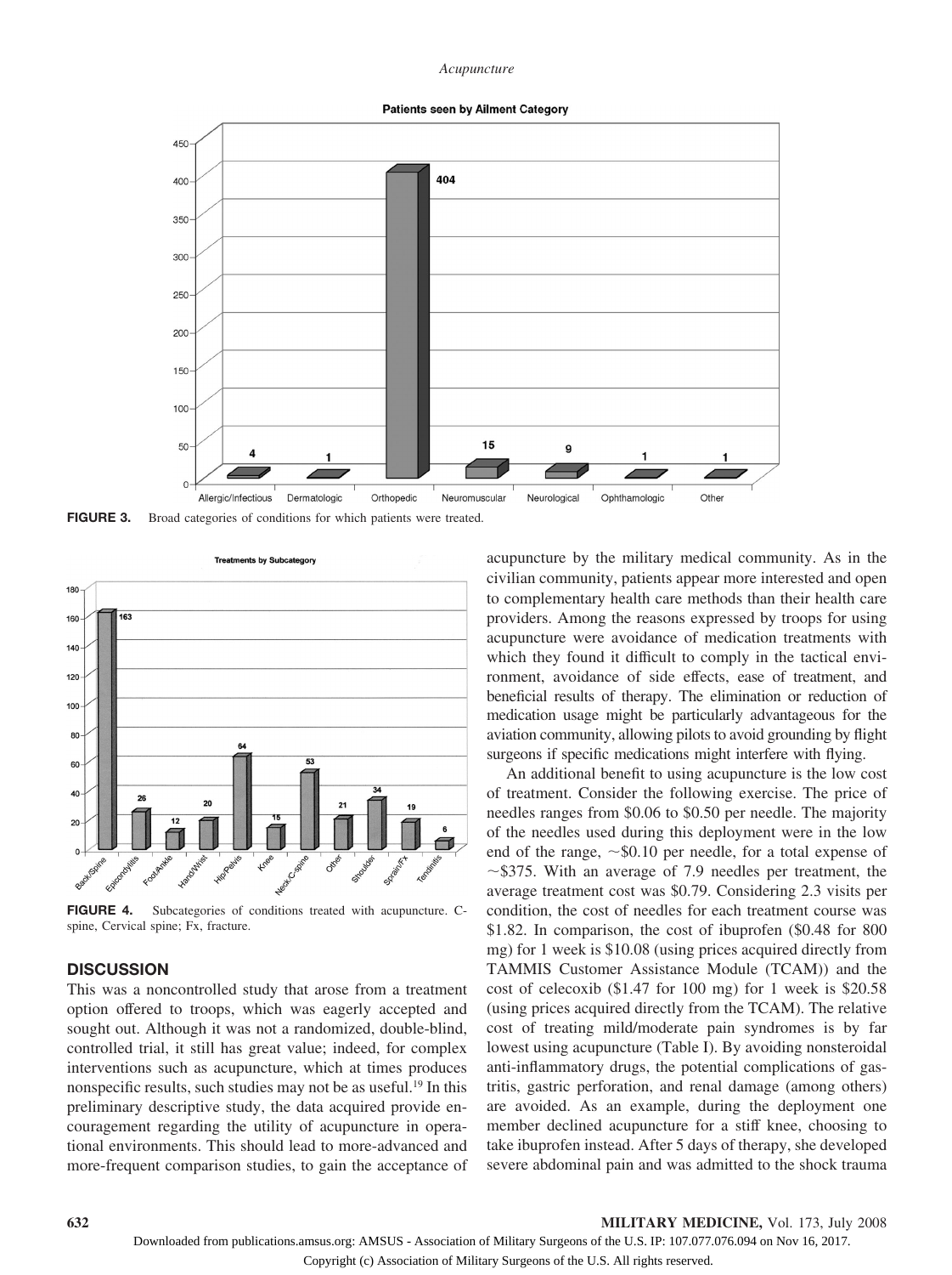**FIGURE 3.** Broad categories of conditions for which patients were treated.

**FIGURE 4.** Subcategories of conditions treated with acupuncture. C-spine, Cervical spine; Fx, fracture.

## DISCUSSION

This was a noncontrolled study that arose from a treatment option offered to troops, which was eagerly accepted and sought out. Although it was not a randomized, double-blind, controlled trial, it still has great value; indeed, for complex interventions such as acupuncture, which at times produces nonspecific results, such studies may not be as useful.[19] In this preliminary descriptive study, the data acquired provide encouragement regarding the utility of acupuncture in operational environments. This should lead to more-advanced and more-frequent comparison studies, to gain the acceptance of acupuncture by the military medical community. As in the civilian community, patients appear more interested and open to complementary health care methods than their health care providers. Among the reasons expressed by troops for using acupuncture were avoidance of medication treatments with which they found it difficult to comply in the tactical environment, avoidance of side effects, ease of treatment, and beneficial results of therapy. The elimination or reduction of medication usage might be particularly advantageous for the aviation community, allowing pilots to avoid grounding by flight surgeons if specific medications might interfere with flying.

An additional benefit to using acupuncture is the low cost of treatment. Consider the following exercise. The price of needles ranges from \$0.06 to \$0.50 per needle. The majority of the needles used during this deployment were in the low end of the range, ~\$0.10 per needle, for a total expense of ~\$375. With an average of 7.9 needles per treatment, the average treatment cost was \$0.79. Considering 2.3 visits per condition, the cost of needles for each treatment course was \$1.82. In comparison, the cost of ibuprofen (\$0.48 for 800 mg) for 1 week is \$10.08 (using prices acquired directly from TAMMIS Customer Assistance Module (TCAM)) and the cost of celecoxib (\$1.47 for 100 mg) for 1 week is \$20.58 (using prices acquired directly from the TCAM). The relative cost of treating mild/moderate pain syndromes is by far lowest using acupuncture (Table I). By avoiding nonsteroidal anti-inflammatory drugs, the potential complications of gastritis, gastric perforation, and renal damage (among others) are avoided. As an example, during the deployment one member declined acupuncture for a stiff knee, choosing to take ibuprofen instead. After 5 days of therapy, she developed severe abdominal pain and was admitted to the shock trauma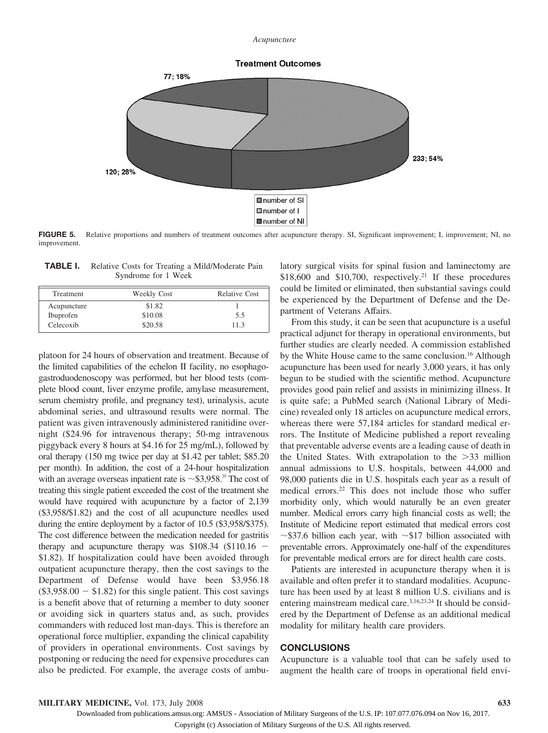**Treatment Outcomes**

77; 18%

233; 54%

120; 28%

- number of SI
- number of I
- number of NI

**FIGURE 5.** Relative proportions and numbers of treatment outcomes after acupuncture therapy. SI, Significant improvement; I, improvement; NI, no improvement.

**TABLE I.** Relative Costs for Treating a Mild/Moderate Pain Syndrome for 1 Week

| Treatment | Weekly Cost | Relative Cost |
|---|---|---|
| Acupuncture | $1.82 | 1 |
| Ibuprofen | $10.08 | 5.5 |
| Celecoxib | $20.58 | 11.3 |

platoon for 24 hours of observation and treatment. Because of the limited capabilities of the echelon II facility, no esophagogastroduodenoscopy was performed, but her blood tests (complete blood count, liver enzyme profile, amylase measurement, serum chemistry profile, and pregnancy test), urinalysis, acute abdominal series, and ultrasound results were normal. The patient was given intravenously administered ranitidine overnight ($24.96 for intravenous therapy; 50-mg intravenous piggyback every 8 hours at $4.16 for 25 mg/mL), followed by oral therapy (150 mg twice per day at $1.42 per tablet; $85.20 per month). In addition, the cost of a 24-hour hospitalization with an average overseas inpatient rate is ~$3,958.[20] The cost of treating this single patient exceeded the cost of the treatment she would have required with acupuncture by a factor of 2,139 ($3,958/$1.82) and the cost of all acupuncture needles used during the entire deployment by a factor of 10.5 ($3,958/$375). The cost difference between the medication needed for gastritis therapy and acupuncture therapy was $108.34 ($110.16 − $1.82). If hospitalization could have been avoided through outpatient acupuncture therapy, then the cost savings to the Department of Defense would have been $3,956.18 ($3,958.00 − $1.82) for this single patient. This cost savings is a benefit above that of returning a member to duty sooner or avoiding sick in quarters status and, as such, provides commanders with reduced lost man-days. This is therefore an operational force multiplier, expanding the clinical capability of providers in operational environments. Cost savings by postponing or reducing the need for expensive procedures can also be predicted. For example, the average costs of ambulatory surgical visits for spinal fusion and laminectomy are $18,600 and $10,700, respectively.[21] If these procedures could be limited or eliminated, then substantial savings could be experienced by the Department of Defense and the Department of Veterans Affairs.

From this study, it can be seen that acupuncture is a useful practical adjunct for therapy in operational environments, but further studies are clearly needed. A commission established by the White House came to the same conclusion.[16] Although acupuncture has been used for nearly 3,000 years, it has only begun to be studied with the scientific method. Acupuncture provides good pain relief and assists in minimizing illness. It is quite safe; a PubMed search (National Library of Medicine) revealed only 18 articles on acupuncture medical errors, whereas there were 57,184 articles for standard medical errors. The Institute of Medicine published a report revealing that preventable adverse events are a leading cause of death in the United States. With extrapolation to the >33 million annual admissions to U.S. hospitals, between 44,000 and 98,000 patients die in U.S. hospitals each year as a result of medical errors.[22] This does not include those who suffer morbidity only, which would naturally be an even greater number. Medical errors carry high financial costs as well; the Institute of Medicine report estimated that medical errors cost ~$37.6 billion each year, with ~$17 billion associated with preventable errors. Approximately one-half of the expenditures for preventable medical errors are for direct health care costs.

Patients are interested in acupuncture therapy when it is available and often prefer it to standard modalities. Acupuncture has been used by at least 8 million U.S. civilians and is entering mainstream medical care.[3,16,23,24] It should be considered by the Department of Defense as an additional medical modality for military health care providers.

## CONCLUSIONS

Acupuncture is a valuable tool that can be safely used to augment the health care of troops in operational field envi-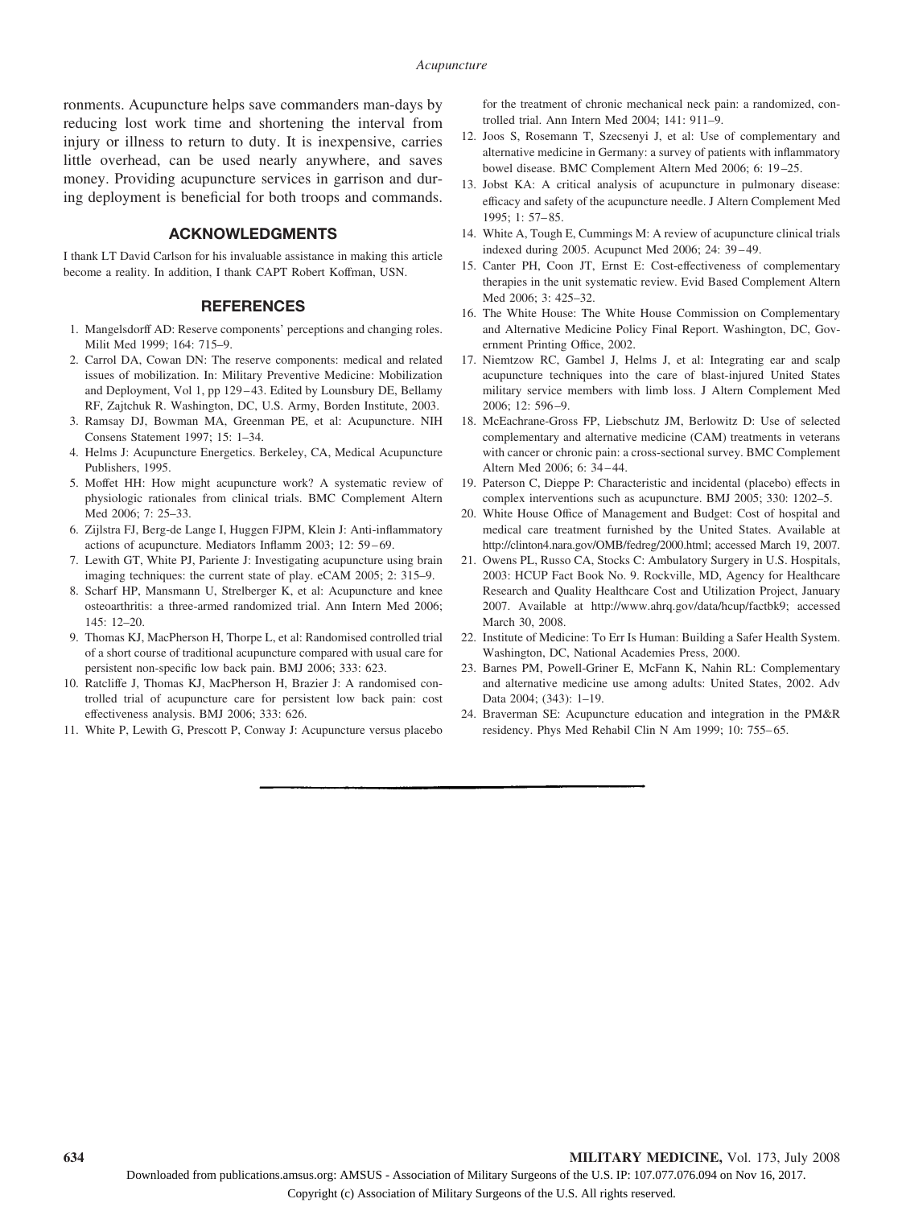ronments. Acupuncture helps save commanders man-days by reducing lost work time and shortening the interval from injury or illness to return to duty. It is inexpensive, carries little overhead, can be used nearly anywhere, and saves money. Providing acupuncture services in garrison and during deployment is beneficial for both troops and commands.

## ACKNOWLEDGMENTS

I thank LT David Carlson for his invaluable assistance in making this article become a reality. In addition, I thank CAPT Robert Koffman, USN.

## REFERENCES

1. Mangelsdorff AD: Reserve components' perceptions and changing roles. Milit Med 1999; 164: 715–9.
2. Carrol DA, Cowan DN: The reserve components: medical and related issues of mobilization. In: Military Preventive Medicine: Mobilization and Deployment, Vol 1, pp 129–43. Edited by Lounsbury DE, Bellamy RF, Zajtchuk R. Washington, DC, U.S. Army, Borden Institute, 2003.
3. Ramsay DJ, Bowman MA, Greenman PE, et al: Acupuncture. NIH Consens Statement 1997; 15: 1–34.
4. Helms J: Acupuncture Energetics. Berkeley, CA, Medical Acupuncture Publishers, 1995.
5. Moffet HH: How might acupuncture work? A systematic review of physiologic rationales from clinical trials. BMC Complement Altern Med 2006; 7: 25–33.
6. Zijlstra FJ, Berg-de Lange I, Huggen FJPM, Klein J: Anti-inflammatory actions of acupuncture. Mediators Inflamm 2003; 12: 59–69.
7. Lewith GT, White PJ, Pariente J: Investigating acupuncture using brain imaging techniques: the current state of play. eCAM 2005; 2: 315–9.
8. Scharf HP, Mansmann U, Strelberger K, et al: Acupuncture and knee osteoarthritis: a three-armed randomized trial. Ann Intern Med 2006; 145: 12–20.
9. Thomas KJ, MacPherson H, Thorpe L, et al: Randomised controlled trial of a short course of traditional acupuncture compared with usual care for persistent non-specific low back pain. BMJ 2006; 333: 623.
10. Ratcliffe J, Thomas KJ, MacPherson H, Brazier J: A randomised controlled trial of acupuncture care for persistent low back pain: cost effectiveness analysis. BMJ 2006; 333: 626.
11. White P, Lewith G, Prescott P, Conway J: Acupuncture versus placebo for the treatment of chronic mechanical neck pain: a randomized, controlled trial. Ann Intern Med 2004; 141: 911–9.
12. Joos S, Rosemann T, Szecsenyi J, et al: Use of complementary and alternative medicine in Germany: a survey of patients with inflammatory bowel disease. BMC Complement Altern Med 2006; 6: 19–25.
13. Jobst KA: A critical analysis of acupuncture in pulmonary disease: efficacy and safety of the acupuncture needle. J Altern Complement Med 1995; 1: 57–85.
14. White A, Tough E, Cummings M: A review of acupuncture clinical trials indexed during 2005. Acupunct Med 2006; 24: 39–49.
15. Canter PH, Coon JT, Ernst E: Cost-effectiveness of complementary therapies in the unit systematic review. Evid Based Complement Altern Med 2006; 3: 425–32.
16. The White House: The White House Commission on Complementary and Alternative Medicine Policy Final Report. Washington, DC, Government Printing Office, 2002.
17. Niemtzow RC, Gambel J, Helms J, et al: Integrating ear and scalp acupuncture techniques into the care of blast-injured United States military service members with limb loss. J Altern Complement Med 2006; 12: 596–9.
18. McEachrane-Gross FP, Liebschutz JM, Berlowitz D: Use of selected complementary and alternative medicine (CAM) treatments in veterans with cancer or chronic pain: a cross-sectional survey. BMC Complement Altern Med 2006; 6: 34–44.
19. Paterson C, Dieppe P: Characteristic and incidental (placebo) effects in complex interventions such as acupuncture. BMJ 2005; 330: 1202–5.
20. White House Office of Management and Budget: Cost of hospital and medical care treatment furnished by the United States. Available at http://clinton4.nara.gov/OMB/fedreg/2000.html; accessed March 19, 2007.
21. Owens PL, Russo CA, Stocks C: Ambulatory Surgery in U.S. Hospitals, 2003: HCUP Fact Book No. 9. Rockville, MD, Agency for Healthcare Research and Quality Healthcare Cost and Utilization Project, January 2007. Available at http://www.ahrq.gov/data/hcup/factbk9; accessed March 30, 2008.
22. Institute of Medicine: To Err Is Human: Building a Safer Health System. Washington, DC, National Academies Press, 2000.
23. Barnes PM, Powell-Griner E, McFann K, Nahin RL: Complementary and alternative medicine use among adults: United States, 2002. Adv Data 2004; (343): 1–19.
24. Braverman SE: Acupuncture education and integration in the PM&R residency. Phys Med Rehabil Clin N Am 1999; 10: 755–65.